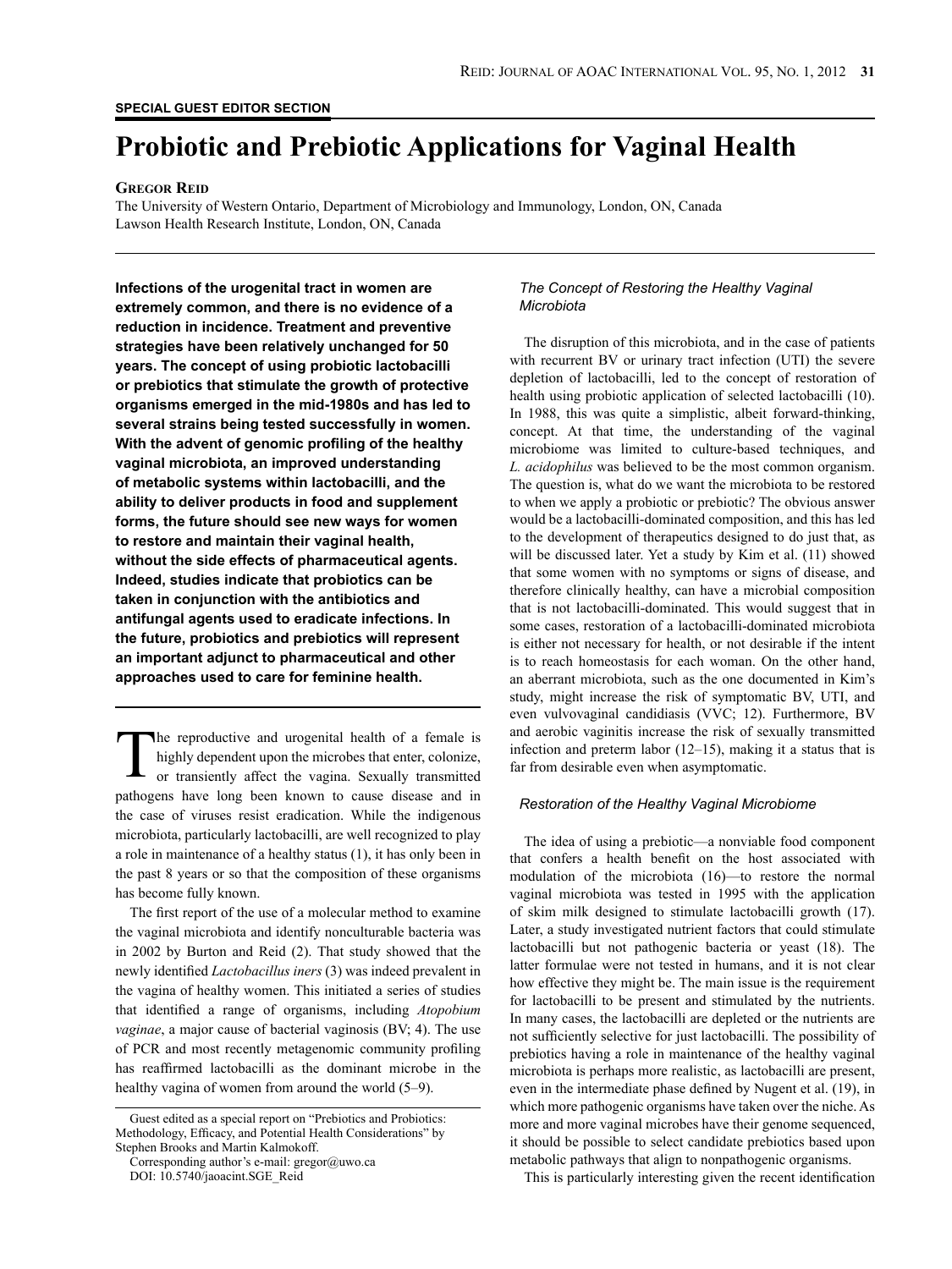**SPECIAL GUEST EDITOR SECTION**

# Probiotic and Prebiotic Applications for Vaginal Health

**Gregor Reid**

The University of Western Ontario, Department of Microbiology and Immunology, London, ON, Canada
Lawson Health Research Institute, London, ON, Canada

**Infections of the urogenital tract in women are extremely common, and there is no evidence of a reduction in incidence. Treatment and preventive strategies have been relatively unchanged for 50 years. The concept of using probiotic lactobacilli or prebiotics that stimulate the growth of protective organisms emerged in the mid-1980s and has led to several strains being tested successfully in women. With the advent of genomic profiling of the healthy vaginal microbiota, an improved understanding of metabolic systems within lactobacilli, and the ability to deliver products in food and supplement forms, the future should see new ways for women to restore and maintain their vaginal health, without the side effects of pharmaceutical agents. Indeed, studies indicate that probiotics can be taken in conjunction with the antibiotics and antifungal agents used to eradicate infections. In the future, probiotics and prebiotics will represent an important adjunct to pharmaceutical and other approaches used to care for feminine health.**

The reproductive and urogenital health of a female is highly dependent upon the microbes that enter, colonize, or transiently affect the vagina. Sexually transmitted pathogens have long been known to cause disease and in the case of viruses resist eradication. While the indigenous microbiota, particularly lactobacilli, are well recognized to play a role in maintenance of a healthy status (1), it has only been in the past 8 years or so that the composition of these organisms has become fully known.

The first report of the use of a molecular method to examine the vaginal microbiota and identify nonculturable bacteria was in 2002 by Burton and Reid (2). That study showed that the newly identified *Lactobacillus iners* (3) was indeed prevalent in the vagina of healthy women. This initiated a series of studies that identified a range of organisms, including *Atopobium vaginae*, a major cause of bacterial vaginosis (BV; 4). The use of PCR and most recently metagenomic community profiling has reaffirmed lactobacilli as the dominant microbe in the healthy vagina of women from around the world (5–9).

### *The Concept of Restoring the Healthy Vaginal Microbiota*

The disruption of this microbiota, and in the case of patients with recurrent BV or urinary tract infection (UTI) the severe depletion of lactobacilli, led to the concept of restoration of health using probiotic application of selected lactobacilli (10). In 1988, this was quite a simplistic, albeit forward-thinking, concept. At that time, the understanding of the vaginal microbiome was limited to culture-based techniques, and *L. acidophilus* was believed to be the most common organism. The question is, what do we want the microbiota to be restored to when we apply a probiotic or prebiotic? The obvious answer would be a lactobacilli-dominated composition, and this has led to the development of therapeutics designed to do just that, as will be discussed later. Yet a study by Kim et al. (11) showed that some women with no symptoms or signs of disease, and therefore clinically healthy, can have a microbial composition that is not lactobacilli-dominated. This would suggest that in some cases, restoration of a lactobacilli-dominated microbiota is either not necessary for health, or not desirable if the intent is to reach homeostasis for each woman. On the other hand, an aberrant microbiota, such as the one documented in Kim's study, might increase the risk of symptomatic BV, UTI, and even vulvovaginal candidiasis (VVC; 12). Furthermore, BV and aerobic vaginitis increase the risk of sexually transmitted infection and preterm labor (12–15), making it a status that is far from desirable even when asymptomatic.

### *Restoration of the Healthy Vaginal Microbiome*

The idea of using a prebiotic—a nonviable food component that confers a health benefit on the host associated with modulation of the microbiota (16)—to restore the normal vaginal microbiota was tested in 1995 with the application of skim milk designed to stimulate lactobacilli growth (17). Later, a study investigated nutrient factors that could stimulate lactobacilli but not pathogenic bacteria or yeast (18). The latter formulae were not tested in humans, and it is not clear how effective they might be. The main issue is the requirement for lactobacilli to be present and stimulated by the nutrients. In many cases, the lactobacilli are depleted or the nutrients are not sufficiently selective for just lactobacilli. The possibility of prebiotics having a role in maintenance of the healthy vaginal microbiota is perhaps more realistic, as lactobacilli are present, even in the intermediate phase defined by Nugent et al. (19), in which more pathogenic organisms have taken over the niche. As more and more vaginal microbes have their genome sequenced, it should be possible to select candidate prebiotics based upon metabolic pathways that align to nonpathogenic organisms.

This is particularly interesting given the recent identification

Guest edited as a special report on "Prebiotics and Probiotics: Methodology, Efficacy, and Potential Health Considerations" by Stephen Brooks and Martin Kalmokoff.
Corresponding author's e-mail: gregor@uwo.ca
DOI: 10.5740/jaoacint.SGE_Reid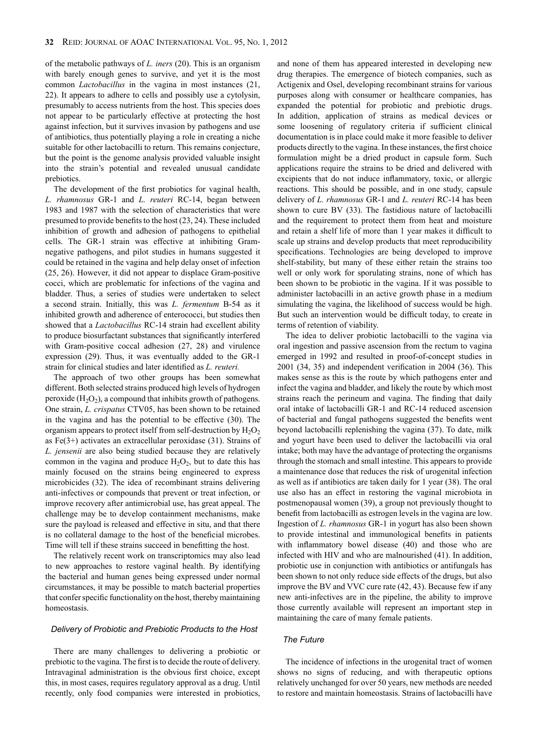of the metabolic pathways of *L. iners* (20). This is an organism with barely enough genes to survive, and yet it is the most common *Lactobacillus* in the vagina in most instances (21, 22). It appears to adhere to cells and possibly use a cytolysin, presumably to access nutrients from the host. This species does not appear to be particularly effective at protecting the host against infection, but it survives invasion by pathogens and use of antibiotics, thus potentially playing a role in creating a niche suitable for other lactobacilli to return. This remains conjecture, but the point is the genome analysis provided valuable insight into the strain's potential and revealed unusual candidate prebiotics.

The development of the first probiotics for vaginal health, *L. rhamnosus* GR-1 and *L. reuteri* RC-14, began between 1983 and 1987 with the selection of characteristics that were presumed to provide benefits to the host (23, 24). These included inhibition of growth and adhesion of pathogens to epithelial cells. The GR-1 strain was effective at inhibiting Gram-negative pathogens, and pilot studies in humans suggested it could be retained in the vagina and help delay onset of infection (25, 26). However, it did not appear to displace Gram-positive cocci, which are problematic for infections of the vagina and bladder. Thus, a series of studies were undertaken to select a second strain. Initially, this was *L. fermentum* B-54 as it inhibited growth and adherence of enterococci, but studies then showed that a *Lactobacillus* RC-14 strain had excellent ability to produce biosurfactant substances that significantly interfered with Gram-positive coccal adhesion (27, 28) and virulence expression (29). Thus, it was eventually added to the GR-1 strain for clinical studies and later identified as *L. reuteri.*

The approach of two other groups has been somewhat different. Both selected strains produced high levels of hydrogen peroxide ($H_2O_2$), a compound that inhibits growth of pathogens. One strain, *L. crispatus* CTV05, has been shown to be retained in the vagina and has the potential to be effective (30). The organism appears to protect itself from self-destruction by $H_2O_2$ as Fe(3+) activates an extracellular peroxidase (31). Strains of *L. jensenii* are also being studied because they are relatively common in the vagina and produce $H_2O_2$, but to date this has mainly focused on the strains being engineered to express microbicides (32). The idea of recombinant strains delivering anti-infectives or compounds that prevent or treat infection, or improve recovery after antimicrobial use, has great appeal. The challenge may be to develop containment mechanisms, make sure the payload is released and effective in situ, and that there is no collateral damage to the host of the beneficial microbes. Time will tell if these strains succeed in benefitting the host.

The relatively recent work on transcriptomics may also lead to new approaches to restore vaginal health. By identifying the bacterial and human genes being expressed under normal circumstances, it may be possible to match bacterial properties that confer specific functionality on the host, thereby maintaining homeostasis.

### *Delivery of Probiotic and Prebiotic Products to the Host*

There are many challenges to delivering a probiotic or prebiotic to the vagina. The first is to decide the route of delivery. Intravaginal administration is the obvious first choice, except this, in most cases, requires regulatory approval as a drug. Until recently, only food companies were interested in probiotics, and none of them has appeared interested in developing new drug therapies. The emergence of biotech companies, such as Actigenix and Osel, developing recombinant strains for various purposes along with consumer or healthcare companies, has expanded the potential for probiotic and prebiotic drugs. In addition, application of strains as medical devices or some loosening of regulatory criteria if sufficient clinical documentation is in place could make it more feasible to deliver products directly to the vagina. In these instances, the first choice formulation might be a dried product in capsule form. Such applications require the strains to be dried and delivered with excipients that do not induce inflammatory, toxic, or allergic reactions. This should be possible, and in one study, capsule delivery of *L. rhamnosus* GR-1 and *L. reuteri* RC-14 has been shown to cure BV (33). The fastidious nature of lactobacilli and the requirement to protect them from heat and moisture and retain a shelf life of more than 1 year makes it difficult to scale up strains and develop products that meet reproducibility specifications. Technologies are being developed to improve shelf-stability, but many of these either retain the strains too well or only work for sporulating strains, none of which has been shown to be probiotic in the vagina. If it was possible to administer lactobacilli in an active growth phase in a medium simulating the vagina, the likelihood of success would be high. But such an intervention would be difficult today, to create in terms of retention of viability.

The idea to deliver probiotic lactobacilli to the vagina via oral ingestion and passive ascension from the rectum to vagina emerged in 1992 and resulted in proof-of-concept studies in 2001 (34, 35) and independent verification in 2004 (36). This makes sense as this is the route by which pathogens enter and infect the vagina and bladder, and likely the route by which most strains reach the perineum and vagina. The finding that daily oral intake of lactobacilli GR-1 and RC-14 reduced ascension of bacterial and fungal pathogens suggested the benefits went beyond lactobacilli replenishing the vagina (37). To date, milk and yogurt have been used to deliver the lactobacilli via oral intake; both may have the advantage of protecting the organisms through the stomach and small intestine. This appears to provide a maintenance dose that reduces the risk of urogenital infection as well as if antibiotics are taken daily for 1 year (38). The oral use also has an effect in restoring the vaginal microbiota in postmenopausal women (39), a group not previously thought to benefit from lactobacilli as estrogen levels in the vagina are low. Ingestion of *L. rhamnosus* GR-1 in yogurt has also been shown to provide intestinal and immunological benefits in patients with inflammatory bowel disease (40) and those who are infected with HIV and who are malnourished (41). In addition, probiotic use in conjunction with antibiotics or antifungals has been shown to not only reduce side effects of the drugs, but also improve the BV and VVC cure rate (42, 43). Because few if any new anti-infectives are in the pipeline, the ability to improve those currently available will represent an important step in maintaining the care of many female patients.

### *The Future*

The incidence of infections in the urogenital tract of women shows no signs of reducing, and with therapeutic options relatively unchanged for over 50 years, new methods are needed to restore and maintain homeostasis. Strains of lactobacilli have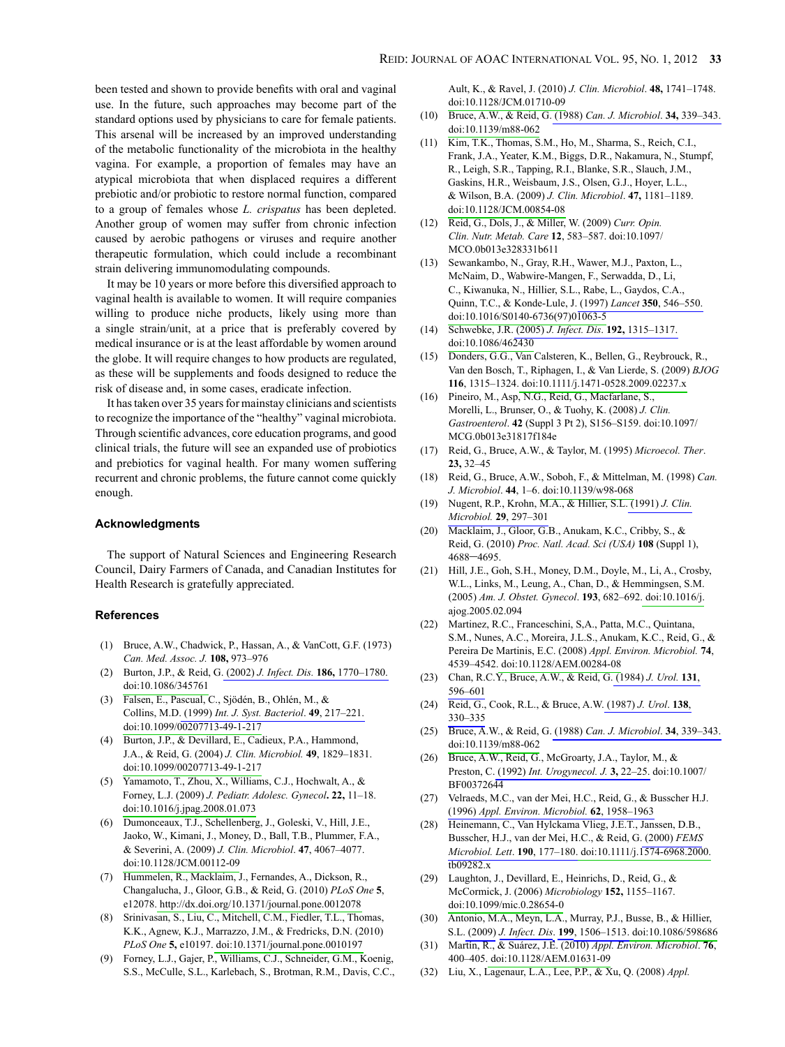been tested and shown to provide benefits with oral and vaginal use. In the future, such approaches may become part of the standard options used by physicians to care for female patients. This arsenal will be increased by an improved understanding of the metabolic functionality of the microbiota in the healthy vagina. For example, a proportion of females may have an atypical microbiota that when displaced requires a different prebiotic and/or probiotic to restore normal function, compared to a group of females whose *L. crispatus* has been depleted. Another group of women may suffer from chronic infection caused by aerobic pathogens or viruses and require another therapeutic formulation, which could include a recombinant strain delivering immunomodulating compounds.

It may be 10 years or more before this diversified approach to vaginal health is available to women. It will require companies willing to produce niche products, likely using more than a single strain/unit, at a price that is preferably covered by medical insurance or is at the least affordable by women around the globe. It will require changes to how products are regulated, as these will be supplements and foods designed to reduce the risk of disease and, in some cases, eradicate infection.

It has taken over 35 years for mainstay clinicians and scientists to recognize the importance of the "healthy" vaginal microbiota. Through scientific advances, core education programs, and good clinical trials, the future will see an expanded use of probiotics and prebiotics for vaginal health. For many women suffering recurrent and chronic problems, the future cannot come quickly enough.

## Acknowledgments

The support of Natural Sciences and Engineering Research Council, Dairy Farmers of Canada, and Canadian Institutes for Health Research is gratefully appreciated.

## References

(1) Bruce, A.W., Chadwick, P., Hassan, A., & VanCott, G.F. (1973) *Can. Med. Assoc. J.* **108,** 973–976

(2) Burton, J.P., & Reid, G. (2002) *J. Infect. Dis.* **186,** 1770–1780. doi:10.1086/345761

(3) Falsen, E., Pascual, C., Sjödén, B., Ohlén, M., & Collins, M.D. (1999) *Int. J. Syst. Bacteriol*. **49**, 217–221. doi:10.1099/00207713-49-1-217

(4) Burton, J.P., & Devillard, E., Cadieux, P.A., Hammond, J.A., & Reid, G. (2004) *J. Clin. Microbiol.* **49**, 1829–1831. doi:10.1099/00207713-49-1-217

(5) Yamamoto, T., Zhou, X., Williams, C.J., Hochwalt, A., & Forney, L.J. (2009) *J. Pediatr. Adolesc. Gynecol***. 22,** 11–18. doi:10.1016/j.jpag.2008.01.073

(6) Dumonceaux, T.J., Schellenberg, J., Goleski, V., Hill, J.E., Jaoko, W., Kimani, J., Money, D., Ball, T.B., Plummer, F.A., & Severini, A. (2009) *J. Clin. Microbiol*. **47**, 4067–4077. doi:10.1128/JCM.00112-09

(7) Hummelen, R., Macklaim, J., Fernandes, A., Dickson, R., Changalucha, J., Gloor, G.B., & Reid, G. (2010) *PLoS One* **5**, e12078. http://dx.doi.org/10.1371/journal.pone.0012078

(8) Srinivasan, S., Liu, C., Mitchell, C.M., Fiedler, T.L., Thomas, K.K., Agnew, K.J., Marrazzo, J.M., & Fredricks, D.N. (2010) *PLoS One* **5,** e10197. doi:10.1371/journal.pone.0010197

(9) Forney, L.J., Gajer, P., Williams, C.J., Schneider, G.M., Koenig, S.S., McCulle, S.L., Karlebach, S., Brotman, R.M., Davis, C.C., Ault, K., & Ravel, J. (2010) *J. Clin. Microbiol*. **48,** 1741–1748. doi:10.1128/JCM.01710-09

(10) Bruce, A.W., & Reid, G. (1988) *Can. J. Microbiol*. **34,** 339–343. doi:10.1139/m88-062

(11) Kim, T.K., Thomas, S.M., Ho, M., Sharma, S., Reich, C.I., Frank, J.A., Yeater, K.M., Biggs, D.R., Nakamura, N., Stumpf, R., Leigh, S.R., Tapping, R.I., Blanke, S.R., Slauch, J.M., Gaskins, H.R., Weisbaum, J.S., Olsen, G.J., Hoyer, L.L., & Wilson, B.A. (2009) *J. Clin. Microbiol*. **47,** 1181–1189. doi:10.1128/JCM.00854-08

(12) Reid, G., Dols, J., & Miller, W. (2009) *Curr. Opin. Clin. Nutr. Metab. Care* **12**, 583–587. doi:10.1097/MCO.0b013e328331b611

(13) Sewankambo, N., Gray, R.H., Wawer, M.J., Paxton, L., McNaim, D., Wabwire-Mangen, F., Serwadda, D., Li, C., Kiwanuka, N., Hillier, S.L., Rabe, L., Gaydos, C.A., Quinn, T.C., & Konde-Lule, J. (1997) *Lancet* **350**, 546–550. doi:10.1016/S0140-6736(97)01063-5

(14) Schwebke, J.R. (2005) *J. Infect. Dis*. **192,** 1315–1317. doi:10.1086/462430

(15) Donders, G.G., Van Calsteren, K., Bellen, G., Reybrouck, R., Van den Bosch, T., Riphagen, I., & Van Lierde, S. (2009) *BJOG* **116**, 1315–1324. doi:10.1111/j.1471-0528.2009.02237.x

(16) Pineiro, M., Asp, N.G., Reid, G., Macfarlane, S., Morelli, L., Brunser, O., & Tuohy, K. (2008) *J. Clin. Gastroenterol*. **42** (Suppl 3 Pt 2), S156–S159. doi:10.1097/MCG.0b013e31817f184e

(17) Reid, G., Bruce, A.W., & Taylor, M. (1995) *Microecol. Ther*. **23,** 32–45

(18) Reid, G., Bruce, A.W., Soboh, F., & Mittelman, M. (1998) *Can. J. Microbiol*. **44**, 1–6. doi:10.1139/w98-068

(19) Nugent, R.P., Krohn, M.A., & Hillier, S.L. (1991) *J. Clin. Microbiol.* **29**, 297–301

(20) Macklaim, J., Gloor, G.B., Anukam, K.C., Cribby, S., & Reid, G. (2010) *Proc. Natl. Acad. Sci (USA)* **108** (Suppl 1), 4688–4695.

(21) Hill, J.E., Goh, S.H., Money, D.M., Doyle, M., Li, A., Crosby, W.L., Links, M., Leung, A., Chan, D., & Hemmingsen, S.M. (2005) *Am. J. Obstet. Gynecol*. **193**, 682–692. doi:10.1016/j.ajog.2005.02.094

(22) Martinez, R.C., Franceschini, S,A., Patta, M.C., Quintana, S.M., Nunes, A.C., Moreira, J.L.S., Anukam, K.C., Reid, G., & Pereira De Martinis, E.C. (2008) *Appl. Environ. Microbiol.* **74**, 4539–4542. doi:10.1128/AEM.00284-08

(23) Chan, R.C.Y., Bruce, A.W., & Reid, G. (1984) *J. Urol*. **131**, 596–601

(24) Reid, G., Cook, R.L., & Bruce, A.W. (1987) *J. Urol*. **138**, 330–335

(25) Bruce, A.W., & Reid, G. (1988) *Can. J. Microbiol*. **34**, 339–343. doi:10.1139/m88-062

(26) Bruce, A.W., Reid, G., McGroarty, J.A., Taylor, M., & Preston, C. (1992) *Int. Urogynecol. J.* **3,** 22–25. doi:10.1007/BF00372644

(27) Velraeds, M.C., van der Mei, H.C., Reid, G., & Busscher H.J. (1996) *Appl. Environ. Microbiol.* **62**, 1958–1963

(28) Heinemann, C., Van Hylckama Vlieg, J.E.T., Janssen, D.B., Busscher, H.J., van der Mei, H.C., & Reid, G. (2000) *FEMS Microbiol. Lett*. **190**, 177–180. doi:10.1111/j.1574-6968.2000.tb09282.x

(29) Laughton, J., Devillard, E., Heinrichs, D., Reid, G., & McCormick, J. (2006) *Microbiology* **152,** 1155–1167. doi:10.1099/mic.0.28654-0

(30) Antonio, M.A., Meyn, L.A., Murray, P.J., Busse, B., & Hillier, S.L. (2009) *J. Infect. Dis*. **199**, 1506–1513. doi:10.1086/598686

(31) Martín, R., & Suárez, J.E. (2010) *Appl. Environ. Microbiol*. **76**, 400–405. doi:10.1128/AEM.01631-09

(32) Liu, X., Lagenaur, L.A., Lee, P.P., & Xu, Q. (2008) *Appl.*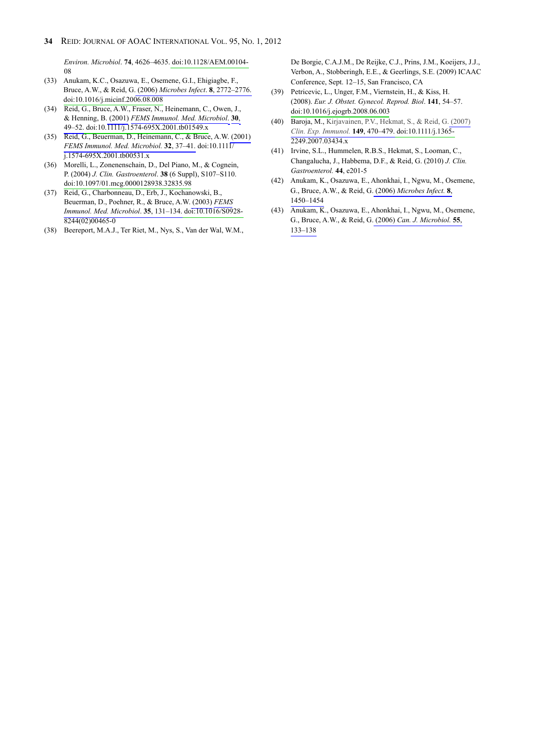*Environ. Microbiol*. **74**, 4626–4635. doi:10.1128/AEM.00104-08

(33) Anukam, K.C., Osazuwa, E., Osemene, G.I., Ehigiagbe, F., Bruce, A.W., & Reid, G. (2006) *Microbes Infect*. **8**, 2772–2776. doi:10.1016/j.micinf.2006.08.008

(34) Reid, G., Bruce, A.W., Fraser, N., Heinemann, C., Owen, J., & Henning, B. (2001) *FEMS Immunol. Med. Microbiol*. **30**, 49–52. doi:10.1111/j.1574-695X.2001.tb01549.x

(35) Reid, G., Beuerman, D., Heinemann, C., & Bruce, A.W. (2001) *FEMS Immunol. Med. Microbiol.* **32**, 37–41. doi:10.1111/j.1574-695X.2001.tb00531.x

(36) Morelli, L., Zonenenschain, D., Del Piano, M., & Cognein, P. (2004) *J. Clin. Gastroenterol*. **38** (6 Suppl), S107–S110. doi:10.1097/01.mcg.0000128938.32835.98

(37) Reid, G., Charbonneau, D., Erb, J., Kochanowski, B., Beuerman, D., Poehner, R., & Bruce, A.W. (2003) *FEMS Immunol. Med. Microbiol*. **35**, 131–134. doi:10.1016/S0928-8244(02)00465-0

(38) Beereport, M.A.J., Ter Riet, M., Nys, S., Van der Wal, W.M., De Borgie, C.A.J.M., De Reijke, C.J., Prins, J.M., Koeijers, J.J., Verbon, A., Stobberingh, E.E., & Geerlings, S.E. (2009) ICAAC Conference, Sept. 12–15, San Francisco, CA

(39) Petricevic, L., Unger, F.M., Viernstein, H., & Kiss, H. (2008). *Eur. J. Obstet. Gynecol. Reprod. Biol*. **141**, 54–57. doi:10.1016/j.ejogrb.2008.06.003

(40) Baroja, M., Kirjavainen, P.V., Hekmat, S., & Reid, G. (2007) *Clin. Exp. Immunol.* **149**, 470–479. doi:10.1111/j.1365-2249.2007.03434.x

(41) Irvine, S.L., Hummelen, R.B.S., Hekmat, S., Looman, C., Changalucha, J., Habbema, D.F., & Reid, G. (2010) *J. Clin. Gastroenterol.* **44**, e201-5

(42) Anukam, K., Osazuwa, E., Ahonkhai, I., Ngwu, M., Osemene, G., Bruce, A.W., & Reid, G. (2006) *Microbes Infect.* **8**, 1450–1454

(43) Anukam, K., Osazuwa, E., Ahonkhai, I., Ngwu, M., Osemene, G., Bruce, A.W., & Reid, G. (2006) *Can. J. Microbiol.* **55**, 133–138